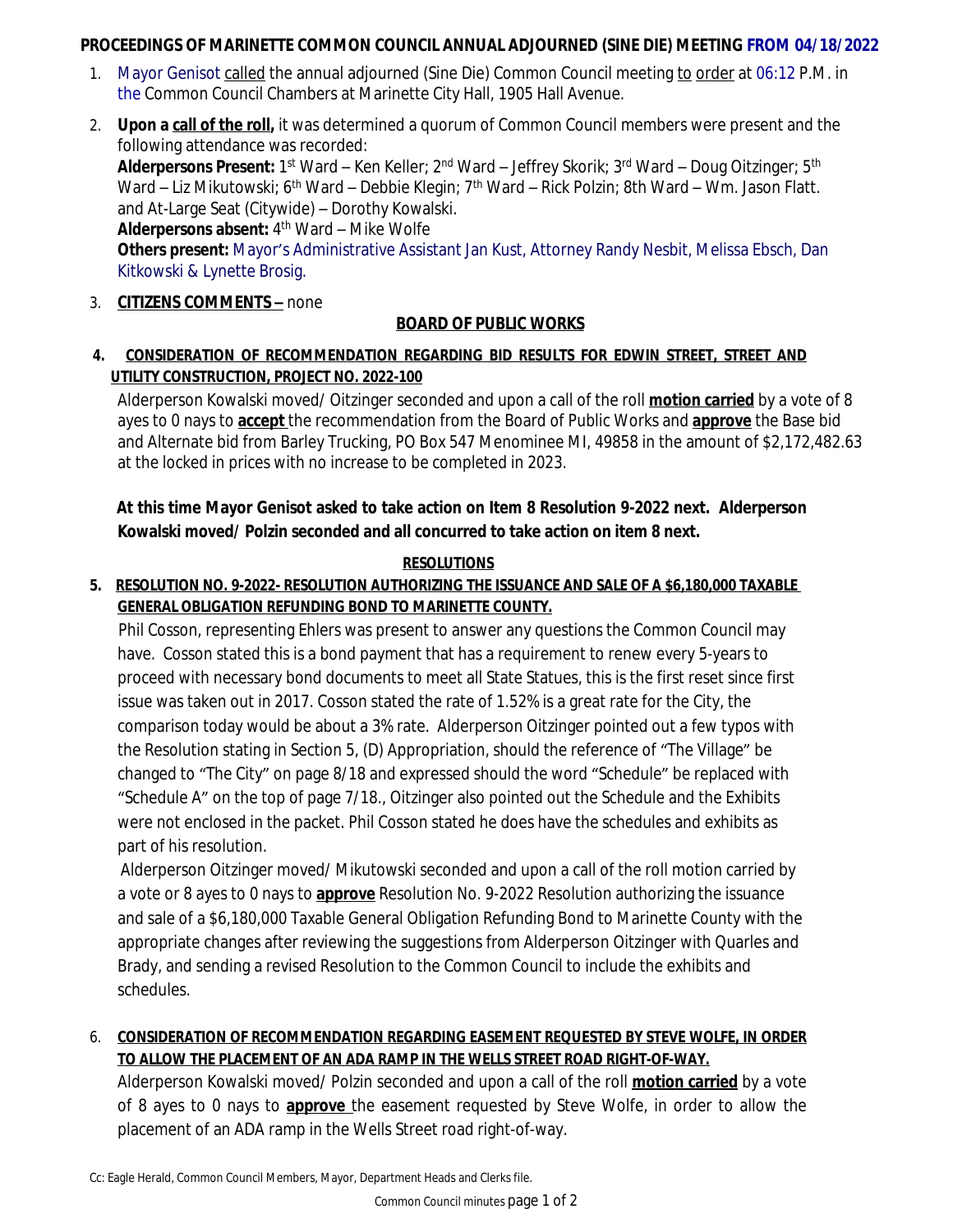**PROCEEDINGS OF MARINETTE COMMON COUNCIL ANNUAL ADJOURNED (SINE DIE) MEETING FROM 04/18/2022**

1. Mayor Genisot called the annual adjourned (Sine Die) Common Council meeting to order at 06:12 P.M. in the Common Council Chambers at Marinette City Hall, 1905 Hall Avenue.

2. **Upon a call of the roll,** it was determined a quorum of Common Council members were present and the following attendance was recorded:
   **Alderpersons Present:** 1st Ward – Ken Keller; 2nd Ward – Jeffrey Skorik; 3rd Ward – Doug Oitzinger; 5th Ward – Liz Mikutowski; 6th Ward – Debbie Klegin; 7th Ward – Rick Polzin; 8th Ward – Wm. Jason Flatt. and At-Large Seat (Citywide) – Dorothy Kowalski.
   **Alderpersons absent:** 4th Ward – Mike Wolfe
   **Others present:** Mayor's Administrative Assistant Jan Kust, Attorney Randy Nesbit, Melissa Ebsch, Dan Kitkowski & Lynette Brosig.

3. **CITIZENS COMMENTS –** none

**BOARD OF PUBLIC WORKS**

4. **CONSIDERATION OF RECOMMENDATION REGARDING BID RESULTS FOR EDWIN STREET, STREET AND UTILITY CONSTRUCTION, PROJECT NO. 2022-100**

   Alderperson Kowalski moved/ Oitzinger seconded and upon a call of the roll **motion carried** by a vote of 8 ayes to 0 nays to **accept** the recommendation from the Board of Public Works and **approve** the Base bid and Alternate bid from Barley Trucking, PO Box 547 Menominee MI, 49858 in the amount of $2,172,482.63 at the locked in prices with no increase to be completed in 2023.

**At this time Mayor Genisot asked to take action on Item 8 Resolution 9-2022 next. Alderperson Kowalski moved/ Polzin seconded and all concurred to take action on item 8 next.**

**RESOLUTIONS**

5. **RESOLUTION NO. 9-2022- RESOLUTION AUTHORIZING THE ISSUANCE AND SALE OF A $6,180,000 TAXABLE GENERAL OBLIGATION REFUNDING BOND TO MARINETTE COUNTY.**

   Phil Cosson, representing Ehlers was present to answer any questions the Common Council may have. Cosson stated this is a bond payment that has a requirement to renew every 5-years to proceed with necessary bond documents to meet all State Statues, this is the first reset since first issue was taken out in 2017. Cosson stated the rate of 1.52% is a great rate for the City, the comparison today would be about a 3% rate. Alderperson Oitzinger pointed out a few typos with the Resolution stating in Section 5, (D) Appropriation, should the reference of "The Village" be changed to "The City" on page 8/18 and expressed should the word "Schedule" be replaced with "Schedule A" on the top of page 7/18., Oitzinger also pointed out the Schedule and the Exhibits were not enclosed in the packet. Phil Cosson stated he does have the schedules and exhibits as part of his resolution.

   Alderperson Oitzinger moved/ Mikutowski seconded and upon a call of the roll motion carried by a vote or 8 ayes to 0 nays to **approve** Resolution No. 9-2022 Resolution authorizing the issuance and sale of a $6,180,000 Taxable General Obligation Refunding Bond to Marinette County with the appropriate changes after reviewing the suggestions from Alderperson Oitzinger with Quarles and Brady, and sending a revised Resolution to the Common Council to include the exhibits and schedules.

6. **CONSIDERATION OF RECOMMENDATION REGARDING EASEMENT REQUESTED BY STEVE WOLFE, IN ORDER TO ALLOW THE PLACEMENT OF AN ADA RAMP IN THE WELLS STREET ROAD RIGHT-OF-WAY.**

   Alderperson Kowalski moved/ Polzin seconded and upon a call of the roll **motion carried** by a vote of 8 ayes to 0 nays to **approve** the easement requested by Steve Wolfe, in order to allow the placement of an ADA ramp in the Wells Street road right-of-way.

Cc: Eagle Herald, Common Council Members, Mayor, Department Heads and Clerks file.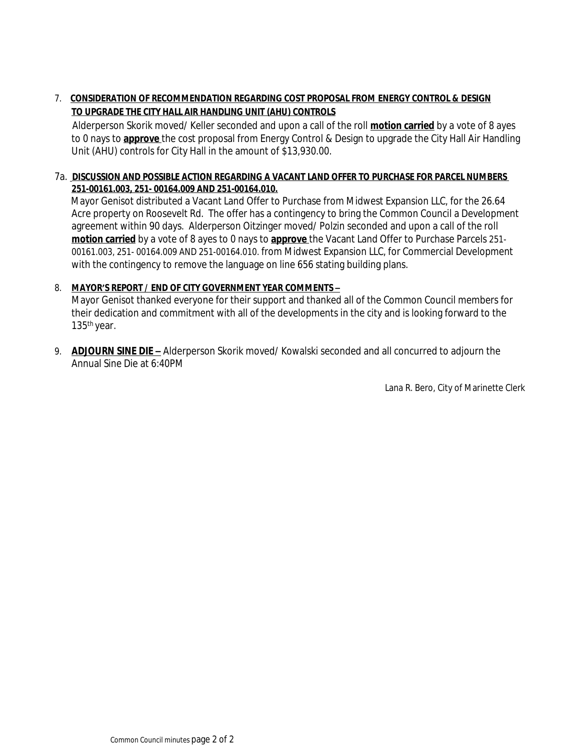7. **CONSIDERATION OF RECOMMENDATION REGARDING COST PROPOSAL FROM ENERGY CONTROL & DESIGN TO UPGRADE THE CITY HALL AIR HANDLING UNIT (AHU) CONTROLS**

   Alderperson Skorik moved/ Keller seconded and upon a call of the roll **motion carried** by a vote of 8 ayes to 0 nays to **approve** the cost proposal from Energy Control & Design to upgrade the City Hall Air Handling Unit (AHU) controls for City Hall in the amount of $13,930.00.

7a. **DISCUSSION AND POSSIBLE ACTION REGARDING A VACANT LAND OFFER TO PURCHASE FOR PARCEL NUMBERS 251-00161.003, 251- 00164.009 AND 251-00164.010.**

   Mayor Genisot distributed a Vacant Land Offer to Purchase from Midwest Expansion LLC, for the 26.64 Acre property on Roosevelt Rd. The offer has a contingency to bring the Common Council a Development agreement within 90 days. Alderperson Oitzinger moved/ Polzin seconded and upon a call of the roll **motion carried** by a vote of 8 ayes to 0 nays to **approve** the Vacant Land Offer to Purchase Parcels 251-00161.003, 251- 00164.009 AND 251-00164.010. from Midwest Expansion LLC, for Commercial Development with the contingency to remove the language on line 656 stating building plans.

8. **MAYOR'S REPORT / END OF CITY GOVERNMENT YEAR COMMENTS –**

   Mayor Genisot thanked everyone for their support and thanked all of the Common Council members for their dedication and commitment with all of the developments in the city and is looking forward to the 135th year.

9. **ADJOURN SINE DIE –** Alderperson Skorik moved/ Kowalski seconded and all concurred to adjourn the Annual Sine Die at 6:40PM

Lana R. Bero, City of Marinette Clerk